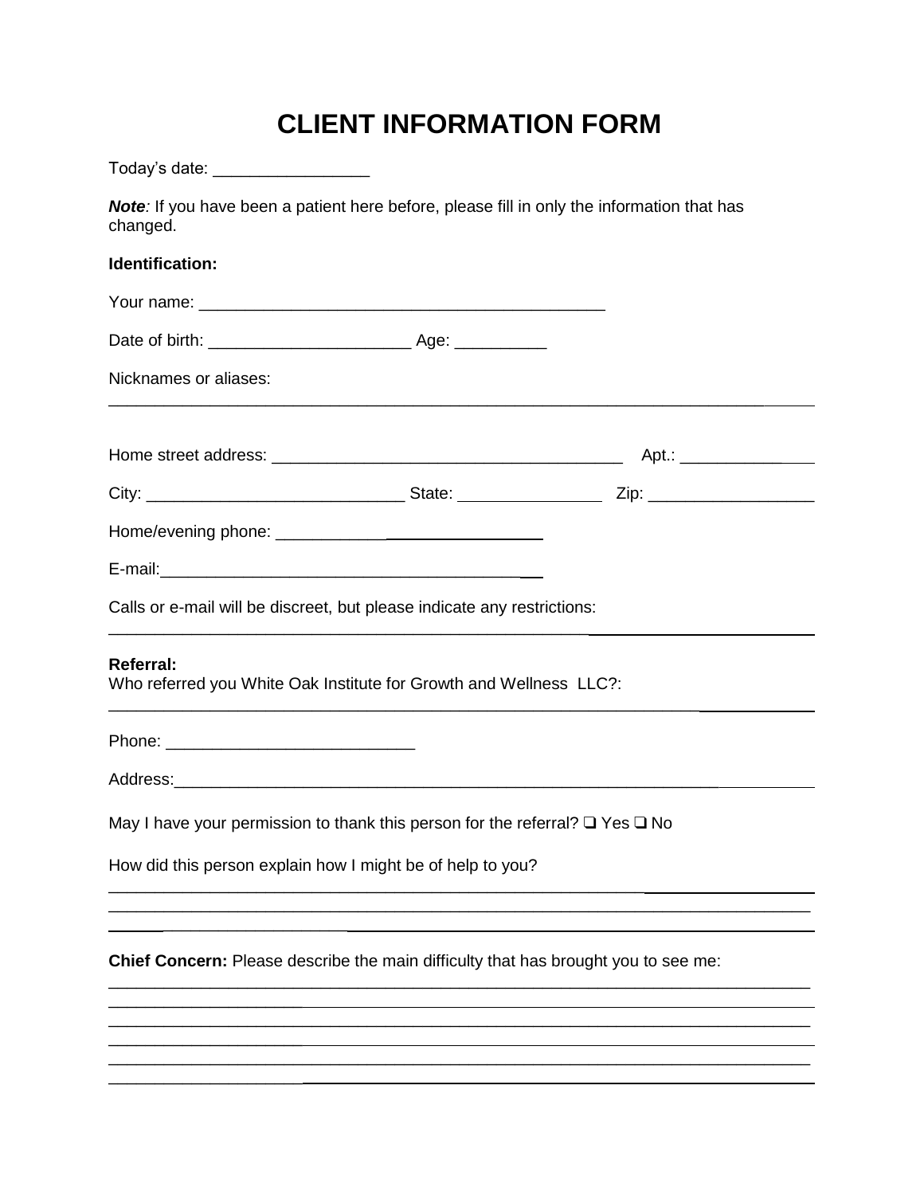# CLIENT INFORMATION FORM

Today's date: ________________

***Note**:* If you have been a patient here before, please fill in only the information that has changed.

**Identification:**

Your name: ____________________________________________

Date of birth: _____________________ Age: __________

Nicknames or aliases:

___________________________________________________________________________

Home street address: ______________________________________ Apt.: ______________

City: ___________________________ State: ________________ Zip: _________________

Home/evening phone: _____________________________

E-mail: ________________________________________

Calls or e-mail will be discreet, but please indicate any restrictions:

___________________________________________________________________________

**Referral:**
Who referred you White Oak Institute for Growth and Wellness LLC?:

___________________________________________________________________________

Phone: __________________________

Address: __________________________________________________________________

May I have your permission to thank this person for the referral? ❑ Yes ❑ No

How did this person explain how I might be of help to you?

___________________________________________________________________________
___________________________________________________________________________
___________________________________________________________________________

**Chief Concern:** Please describe the main difficulty that has brought you to see me:

___________________________________________________________________________
___________________________________________________________________________
___________________________________________________________________________
___________________________________________________________________________
___________________________________________________________________________
___________________________________________________________________________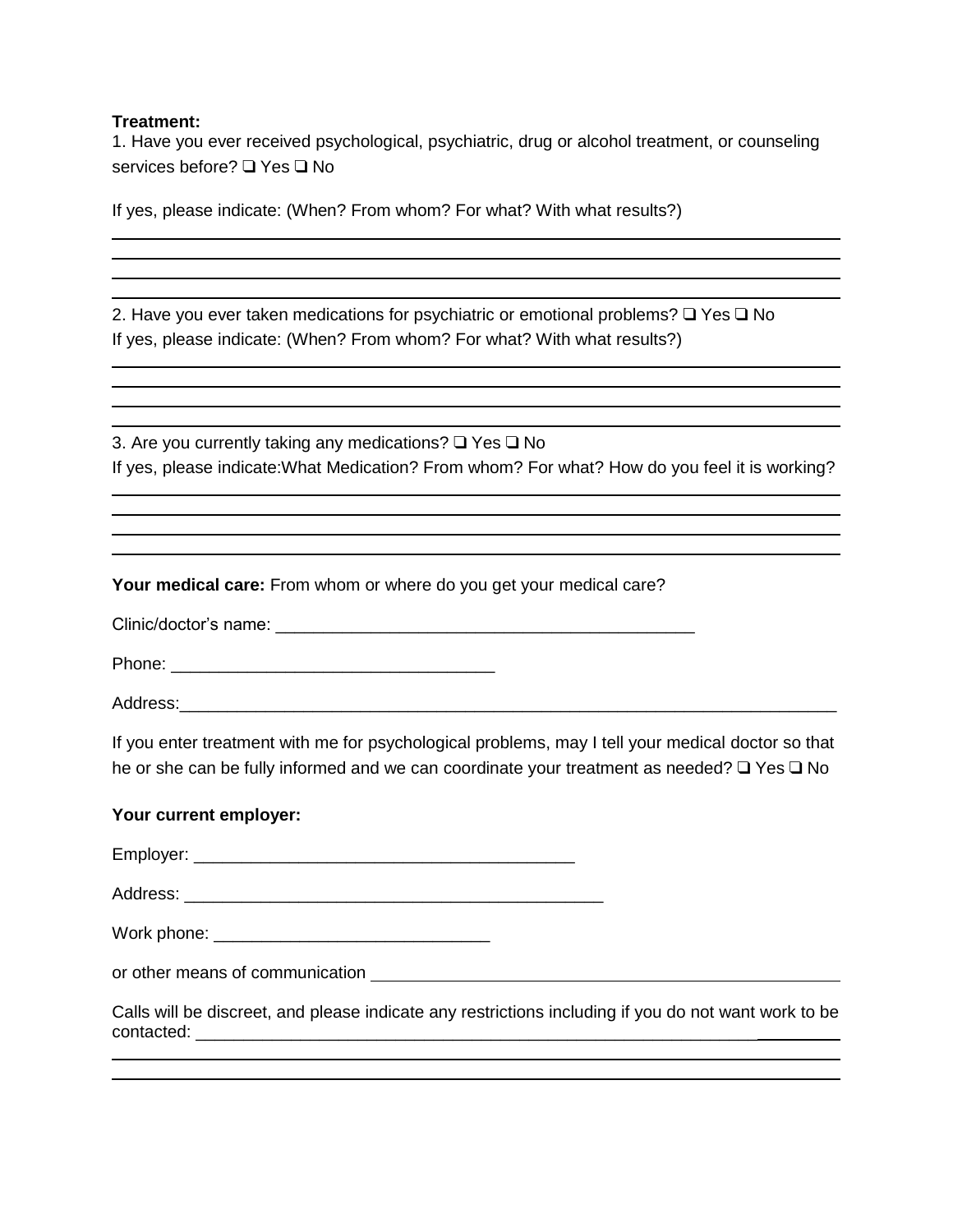**Treatment:**

1. Have you ever received psychological, psychiatric, drug or alcohol treatment, or counseling services before? ❑ Yes ❑ No

If yes, please indicate: (When? From whom? For what? With what results?)

____________________________________________________________________________

____________________________________________________________________________

____________________________________________________________________________

____________________________________________________________________________

2. Have you ever taken medications for psychiatric or emotional problems? ❑ Yes ❑ No

If yes, please indicate: (When? From whom? For what? With what results?)

____________________________________________________________________________

____________________________________________________________________________

____________________________________________________________________________

____________________________________________________________________________

3. Are you currently taking any medications? ❑ Yes ❑ No

If yes, please indicate:What Medication? From whom? For what? How do you feel it is working?

____________________________________________________________________________

____________________________________________________________________________

____________________________________________________________________________

____________________________________________________________________________

**Your medical care:** From whom or where do you get your medical care?

Clinic/doctor's name: _____________________________________________

Phone: _________________________________

Address:_______________________________________________________________________

If you enter treatment with me for psychological problems, may I tell your medical doctor so that he or she can be fully informed and we can coordinate your treatment as needed? ❑ Yes ❑ No

**Your current employer:**

Employer: ________________________________________

Address: ____________________________________________

Work phone: _____________________________

or other means of communication ________________________________________________

Calls will be discreet, and please indicate any restrictions including if you do not want work to be contacted: ___________________________________________________________________

____________________________________________________________________________

____________________________________________________________________________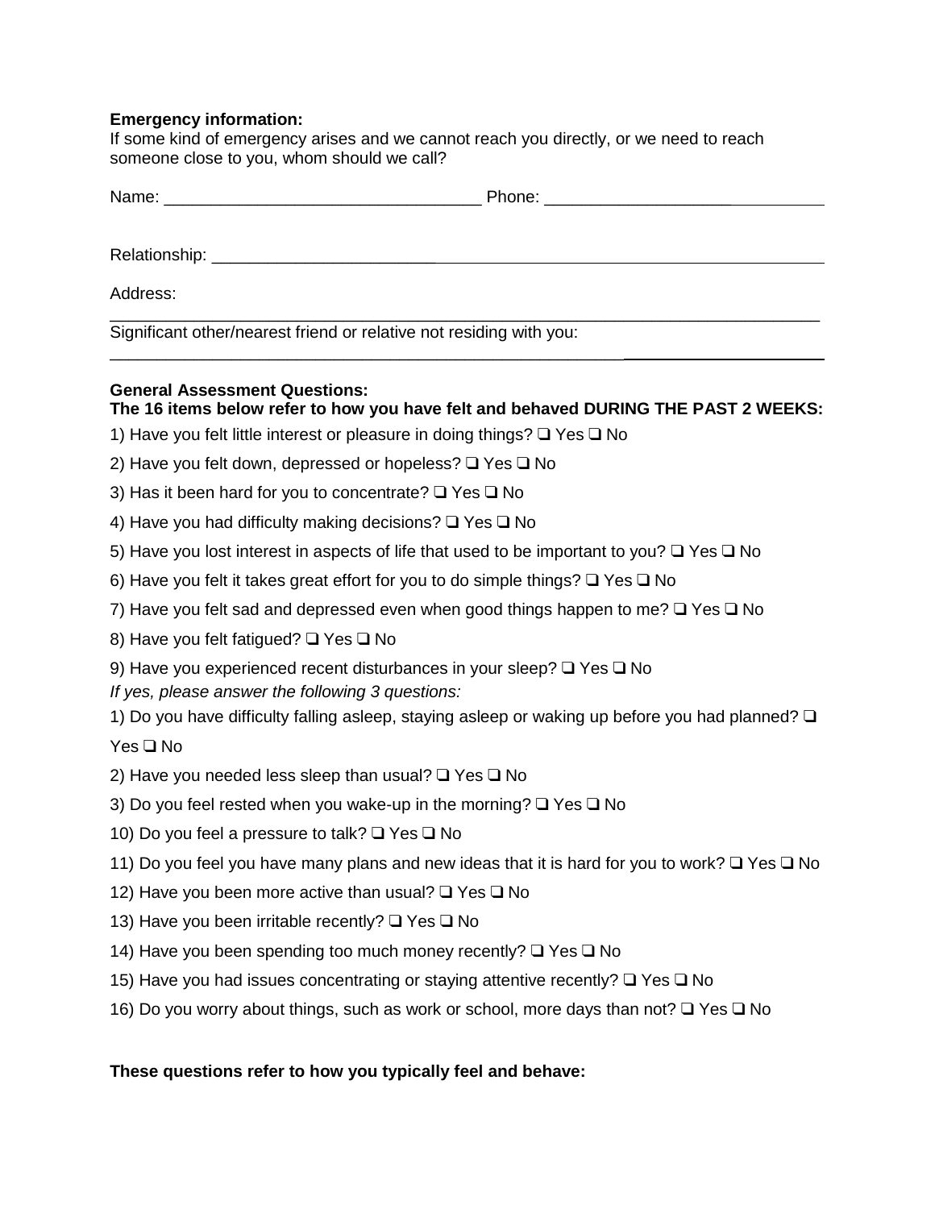**Emergency information:**
If some kind of emergency arises and we cannot reach you directly, or we need to reach someone close to you, whom should we call?

Name: ___________________________________ Phone: ______________________________

Relationship: ______________________________________________________________

Address:
_____________________________________________________________________________

Significant other/nearest friend or relative not residing with you:
_____________________________________________________________________________

**General Assessment Questions:**
**The 16 items below refer to how you have felt and behaved DURING THE PAST 2 WEEKS:**

1) Have you felt little interest or pleasure in doing things? ❑ Yes ❑ No

2) Have you felt down, depressed or hopeless? ❑ Yes ❑ No

3) Has it been hard for you to concentrate? ❑ Yes ❑ No

4) Have you had difficulty making decisions? ❑ Yes ❑ No

5) Have you lost interest in aspects of life that used to be important to you? ❑ Yes ❑ No

6) Have you felt it takes great effort for you to do simple things? ❑ Yes ❑ No

7) Have you felt sad and depressed even when good things happen to me? ❑ Yes ❑ No

8) Have you felt fatigued? ❑ Yes ❑ No

9) Have you experienced recent disturbances in your sleep? ❑ Yes ❑ No

*If yes, please answer the following 3 questions:*

1) Do you have difficulty falling asleep, staying asleep or waking up before you had planned? ❑ Yes ❑ No

2) Have you needed less sleep than usual? ❑ Yes ❑ No

3) Do you feel rested when you wake-up in the morning? ❑ Yes ❑ No

10) Do you feel a pressure to talk? ❑ Yes ❑ No

11) Do you feel you have many plans and new ideas that it is hard for you to work? ❑ Yes ❑ No

12) Have you been more active than usual? ❑ Yes ❑ No

13) Have you been irritable recently? ❑ Yes ❑ No

14) Have you been spending too much money recently? ❑ Yes ❑ No

15) Have you had issues concentrating or staying attentive recently? ❑ Yes ❑ No

16) Do you worry about things, such as work or school, more days than not? ❑ Yes ❑ No

**These questions refer to how you typically feel and behave:**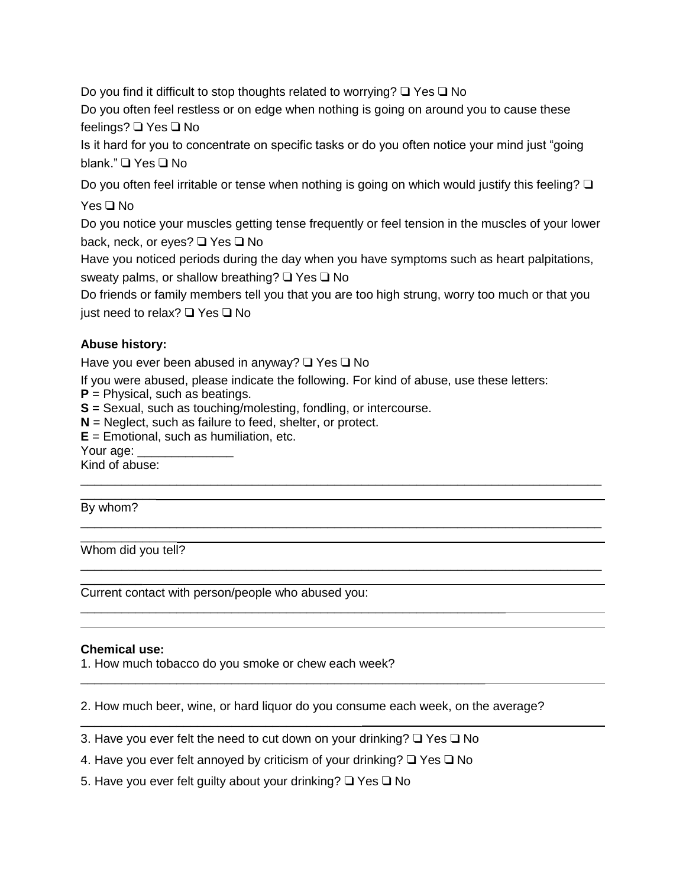Do you find it difficult to stop thoughts related to worrying? ❑ Yes ❑ No

Do you often feel restless or on edge when nothing is going on around you to cause these feelings? ❑ Yes ❑ No

Is it hard for you to concentrate on specific tasks or do you often notice your mind just "going blank." ❑ Yes ❑ No

Do you often feel irritable or tense when nothing is going on which would justify this feeling? ❑ Yes ❑ No

Do you notice your muscles getting tense frequently or feel tension in the muscles of your lower back, neck, or eyes? ❑ Yes ❑ No

Have you noticed periods during the day when you have symptoms such as heart palpitations, sweaty palms, or shallow breathing? ❑ Yes ❑ No

Do friends or family members tell you that you are too high strung, worry too much or that you just need to relax? ❑ Yes ❑ No

**Abuse history:**

Have you ever been abused in anyway? ❑ Yes ❑ No

If you were abused, please indicate the following. For kind of abuse, use these letters:
**P** = Physical, such as beatings.
**S** = Sexual, such as touching/molesting, fondling, or intercourse.
**N** = Neglect, such as failure to feed, shelter, or protect.
**E** = Emotional, such as humiliation, etc.

Your age: ______________

Kind of abuse:
________________________________________________________________________________
________________________________________________________________________________

By whom?
________________________________________________________________________________
________________________________________________________________________________

Whom did you tell?
________________________________________________________________________________
________________________________________________________________________________

Current contact with person/people who abused you:
________________________________________________________________________________
________________________________________________________________________________

**Chemical use:**

1. How much tobacco do you smoke or chew each week?
________________________________________________________________________________

2. How much beer, wine, or hard liquor do you consume each week, on the average?
________________________________________________________________________________

3. Have you ever felt the need to cut down on your drinking? ❑ Yes ❑ No

4. Have you ever felt annoyed by criticism of your drinking? ❑ Yes ❑ No

5. Have you ever felt guilty about your drinking? ❑ Yes ❑ No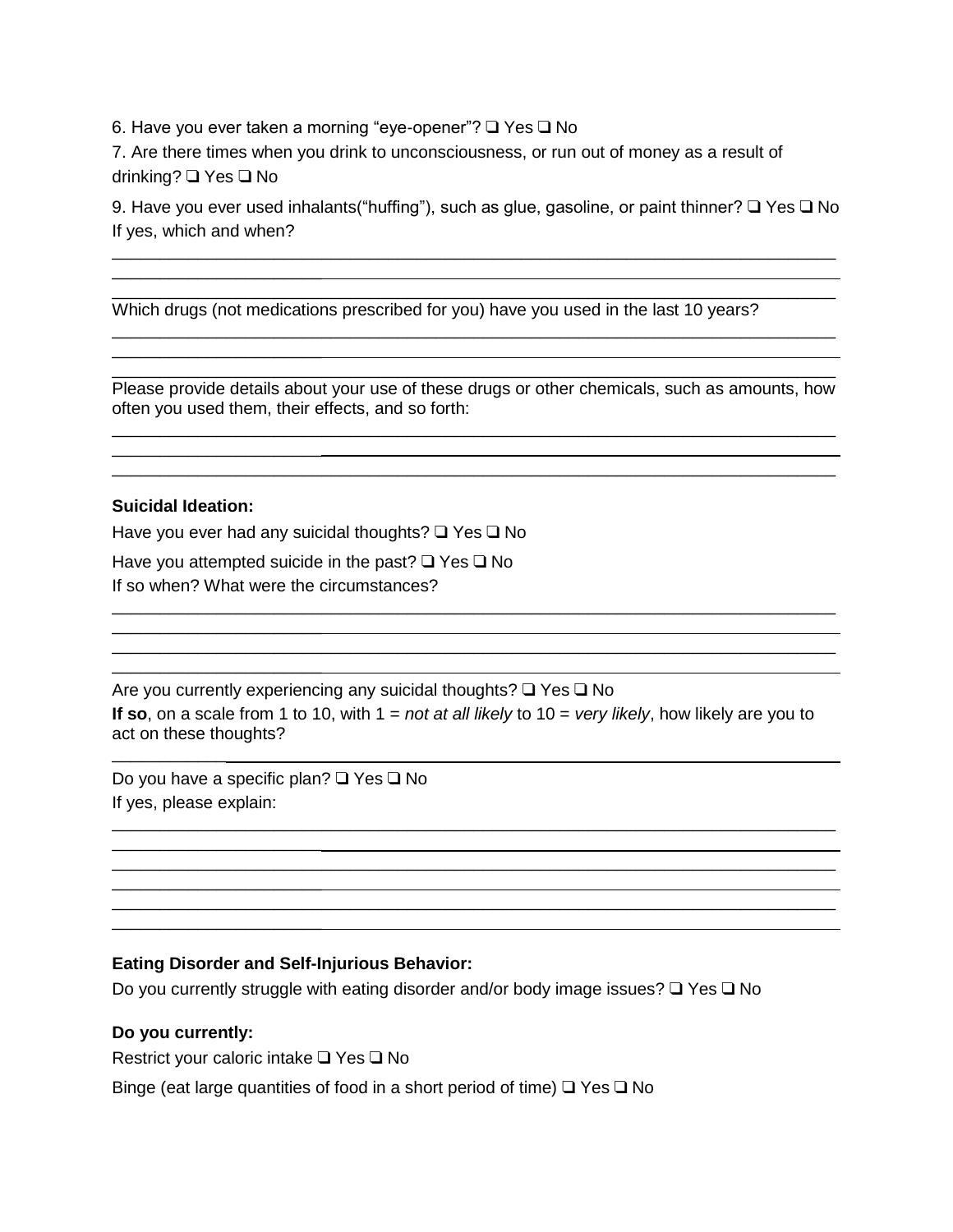6. Have you ever taken a morning "eye-opener"? ❑ Yes ❑ No

7. Are there times when you drink to unconsciousness, or run out of money as a result of drinking? ❑ Yes ❑ No

9. Have you ever used inhalants("huffing"), such as glue, gasoline, or paint thinner? ❑ Yes ❑ No
If yes, which and when?

______________________________________________________________________________
______________________________________________________________________________
______________________________________________________________________________

Which drugs (not medications prescribed for you) have you used in the last 10 years?

______________________________________________________________________________
______________________________________________________________________________
______________________________________________________________________________

Please provide details about your use of these drugs or other chemicals, such as amounts, how often you used them, their effects, and so forth:

______________________________________________________________________________
______________________________________________________________________________
______________________________________________________________________________

**Suicidal Ideation:**

Have you ever had any suicidal thoughts? ❑ Yes ❑ No

Have you attempted suicide in the past? ❑ Yes ❑ No

If so when? What were the circumstances?

______________________________________________________________________________
______________________________________________________________________________
______________________________________________________________________________
______________________________________________________________________________

Are you currently experiencing any suicidal thoughts? ❑ Yes ❑ No

**If so**, on a scale from 1 to 10, with 1 = *not at all likely* to 10 = *very likely*, how likely are you to act on these thoughts?

______________________________________________________________________________

Do you have a specific plan? ❑ Yes ❑ No

If yes, please explain:

______________________________________________________________________________
______________________________________________________________________________
______________________________________________________________________________
______________________________________________________________________________
______________________________________________________________________________
______________________________________________________________________________

**Eating Disorder and Self-Injurious Behavior:**

Do you currently struggle with eating disorder and/or body image issues? ❑ Yes ❑ No

**Do you currently:**

Restrict your caloric intake ❑ Yes ❑ No

Binge (eat large quantities of food in a short period of time) ❑ Yes ❑ No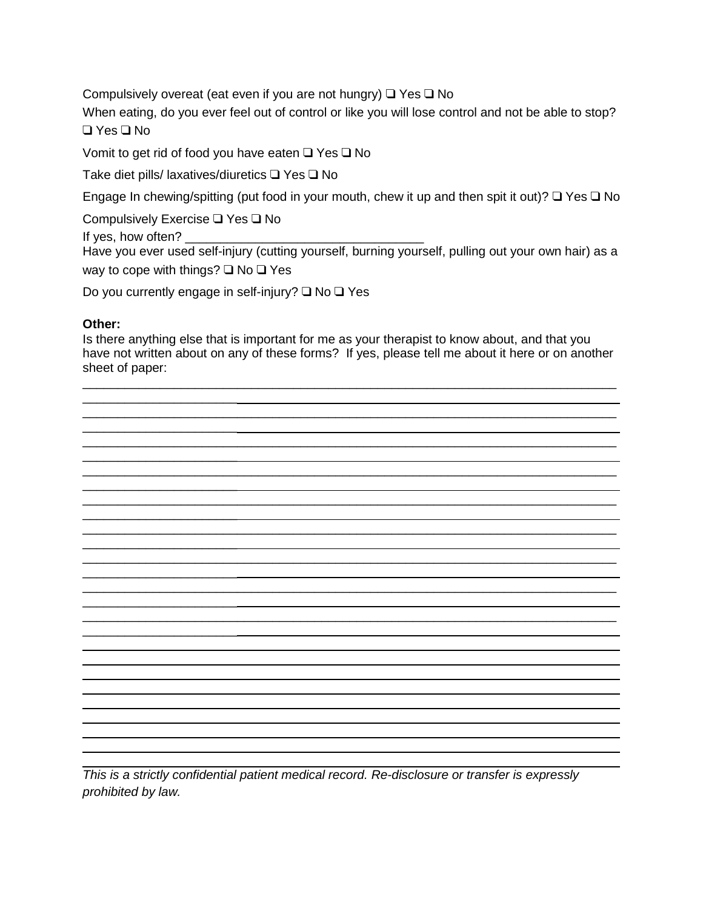Compulsively overeat (eat even if you are not hungry) ❑ Yes ❑ No

When eating, do you ever feel out of control or like you will lose control and not be able to stop? ❑ Yes ❑ No

Vomit to get rid of food you have eaten ❑ Yes ❑ No

Take diet pills/ laxatives/diuretics ❑ Yes ❑ No

Engage In chewing/spitting (put food in your mouth, chew it up and then spit it out)? ❑ Yes ❑ No

Compulsively Exercise ❑ Yes ❑ No

If yes, how often? ___________________________________

Have you ever used self-injury (cutting yourself, burning yourself, pulling out your own hair) as a way to cope with things? ❑ No ❑ Yes

Do you currently engage in self-injury? ❑ No ❑ Yes

**Other:**

Is there anything else that is important for me as your therapist to know about, and that you have not written about on any of these forms? If yes, please tell me about it here or on another sheet of paper:

______________________________________________________________________________
______________________________________________________________________________
______________________________________________________________________________
______________________________________________________________________________
______________________________________________________________________________
______________________________________________________________________________
______________________________________________________________________________
______________________________________________________________________________
______________________________________________________________________________
______________________________________________________________________________
______________________________________________________________________________
______________________________________________________________________________
______________________________________________________________________________
______________________________________________________________________________
______________________________________________________________________________
______________________________________________________________________________
______________________________________________________________________________
______________________________________________________________________________
______________________________________________________________________________
______________________________________________________________________________
______________________________________________________________________________
______________________________________________________________________________
______________________________________________________________________________
______________________________________________________________________________
______________________________________________________________________________
______________________________________________________________________________

*This is a strictly confidential patient medical record. Re-disclosure or transfer is expressly prohibited by law.*